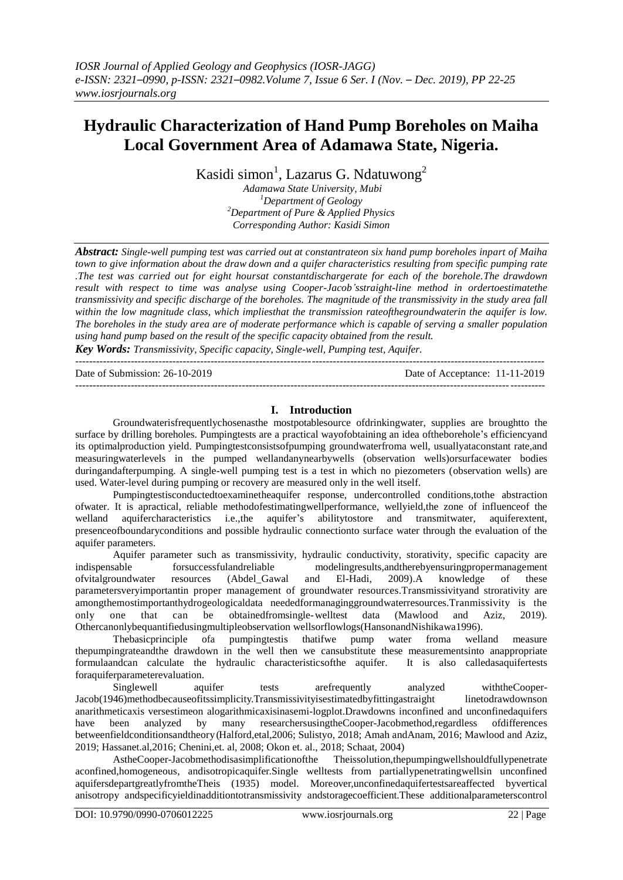# Hydraulic Characterization of Hand Pump Boreholes on Maiha Local Government Area of Adamawa State, Nigeria.

Kasidi simon[1], Lazarus G. Ndatuwong[2]

*Adamawa State University, Mubi*
*[1]Department of Geology*
*[2]Department of Pure & Applied Physics*
*Corresponding Author: Kasidi Simon*

***Abstract:*** *Single-well pumping test was carried out at constantrateon six hand pump boreholes inpart of Maiha town to give information about the draw down and a quifer characteristics resulting from specific pumping rate .The test was carried out for eight hoursat constantdischargerate for each of the borehole.The drawdown result with respect to time was analyse using Cooper-Jacob'sstraight-line method in ordertoestimatethe transmissivity and specific discharge of the boreholes. The magnitude of the transmissivity in the study area fall within the low magnitude class, which impliesthat the transmission rateofthegroundwaterin the aquifer is low. The boreholes in the study area are of moderate performance which is capable of serving a smaller population using hand pump based on the result of the specific capacity obtained from the result.*

***Key Words:*** *Transmissivity, Specific capacity, Single-well, Pumping test, Aquifer.*

---

Date of Submission: 26-10-2019 Date of Acceptance: 11-11-2019

---

## I. Introduction

Groundwaterisfrequentlychosenasthe mostpotablesource ofdrinkingwater, supplies are broughtto the surface by drilling boreholes. Pumpingtests are a practical wayofobtaining an idea oftheborehole's efficiencyand its optimalproduction yield. Pumpingtestconsistsofpumping groundwaterfroma well, usuallyataconstant rate,and measuringwaterlevels in the pumped wellandanynearbywells (observation wells)orsurfacewater bodies duringandafterpumping. A single-well pumping test is a test in which no piezometers (observation wells) are used. Water-level during pumping or recovery are measured only in the well itself.

Pumpingtestisconductedtoexaminetheaquifer response, undercontrolled conditions,tothe abstraction ofwater. It is apractical, reliable methodofestimatingwellperformance, wellyield,the zone of influenceof the welland aquifercharacteristics i.e.,the aquifer's abilitytostore and transmitwater, aquiferextent, presenceofboundaryconditions and possible hydraulic connectionto surface water through the evaluation of the aquifer parameters.

Aquifer parameter such as transmissivity, hydraulic conductivity, storativity, specific capacity are indispensable forsuccessfulandreliable modelingresults,andtherebyensuringpropermanagement ofvitalgroundwater resources (Abdel_Gawal and El-Hadi, 2009).A knowledge of these parametersveryimportantin proper management of groundwater resources.Transmissivityand strorativity are amongthemostimportanthydrogeologicaldata neededformanaginggroundwaterresources.Tranmissivity is the only one that can be obtainedfromsingle-welltest data (Mawlood and Aziz, 2019). Othercanonlybequantifiedusingmultipleobservation wellsorflowlogs(HansonandNishikawa1996).

Thebasicprinciple ofa pumpingtestis thatifwe pump water froma welland measure thepumpingrateandthe drawdown in the well then we cansubstitute these measurementsinto anappropriate formulaandcan calculate the hydraulic characteristicsofthe aquifer. It is also calledasaquifertests foraquiferparameterevaluation.

Singlewell aquifer tests arefrequently analyzed withtheCooper-Jacob(1946)methodbecauseofitssimplicity.Transmissivityisestimatedbyfittingastraight linetodrawdownson anarithmeticaxis versestimeon alogarithmicaxisinasemi-logplot.Drawdowns inconfined and unconfinedaquifers have been analyzed by many researchersusingtheCooper-Jacobmethod,regardless ofdifferences betweenfieldconditionsandtheory(Halford,etal,2006; Sulistyo, 2018; Amah andAnam, 2016; Mawlood and Aziz, 2019; Hassanet.al,2016; Chenini,et. al, 2008; Okon et. al., 2018; Schaat, 2004)

AstheCooper-Jacobmethodisasimplificationofthe Theissolution,thepumpingwellshouldfullypenetrate aconfined,homogeneous, andisotropicaquifer.Single welltests from partiallypenetratingwellsin unconfined aquifersdepartgreatlyfromtheTheis (1935) model. Moreover,unconfinedaquifertestsareaffected byvertical anisotropy andspecificyieldinadditiontotransmissivity andstoragecoefficient.These additionalparameterscontrol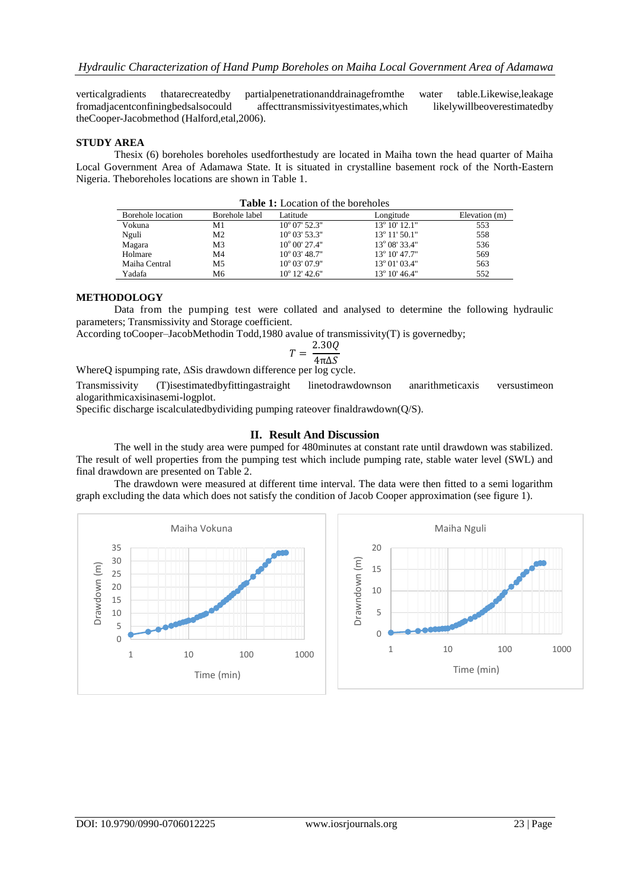verticalgradients thatarecreatedby partialpenetrationanddrainagefromthe water table.Likewise,leakage fromadjacentconfiningbedsalsocould affecttransmissivityestimates,which likelywillbeoverestimatedby theCooper-Jacobmethod (Halford,etal,2006).

## STUDY AREA

Thesix (6) boreholes boreholes usedforthestudy are located in Maiha town the head quarter of Maiha Local Government Area of Adamawa State. It is situated in crystalline basement rock of the North-Eastern Nigeria. Theboreholes locations are shown in Table 1.

**Table 1:** Location of the boreholes

| Borehole location | Borehole label | Latitude | Longitude | Elevation (m) |
|---|---|---|---|---|
| Vokuna | M1 | 10° 07' 52.3" | 13° 10' 12.1" | 553 |
| Nguli | M2 | 10° 03' 53.3" | 13° 11' 50.1" | 558 |
| Magara | M3 | 10° 00' 27.4" | 13° 08' 33.4" | 536 |
| Holmare | M4 | 10° 03' 48.7" | 13° 10' 47.7" | 569 |
| Maiha Central | M5 | 10° 03' 07.9" | 13° 01' 03.4" | 563 |
| Yadafa | M6 | 10° 12' 42.6" | 13° 10' 46.4" | 552 |

## METHODOLOGY

Data from the pumping test were collated and analysed to determine the following hydraulic parameters; Transmissivity and Storage coefficient.

According toCooper–JacobMethodin Todd,1980 avalue of transmissivity(T) is governedby;

$$T = \frac{2.30Q}{4\pi\Delta S}$$

WhereQ ispumping rate, ΔSis drawdown difference per log cycle.

Transmissivity (T)isestimatedbyfittingastraight linetodrawdownson anarithmeticaxis versustimeon alogarithmicaxisinasemi-logplot.

Specific discharge iscalculatedbydividing pumping rateover finaldrawdown(Q/S).

# II. Result And Discussion

The well in the study area were pumped for 480minutes at constant rate until drawdown was stabilized. The result of well properties from the pumping test which include pumping rate, stable water level (SWL) and final drawdown are presented on Table 2.

The drawdown were measured at different time interval. The data were then fitted to a semi logarithm graph excluding the data which does not satisfy the condition of Jacob Cooper approximation (see figure 1).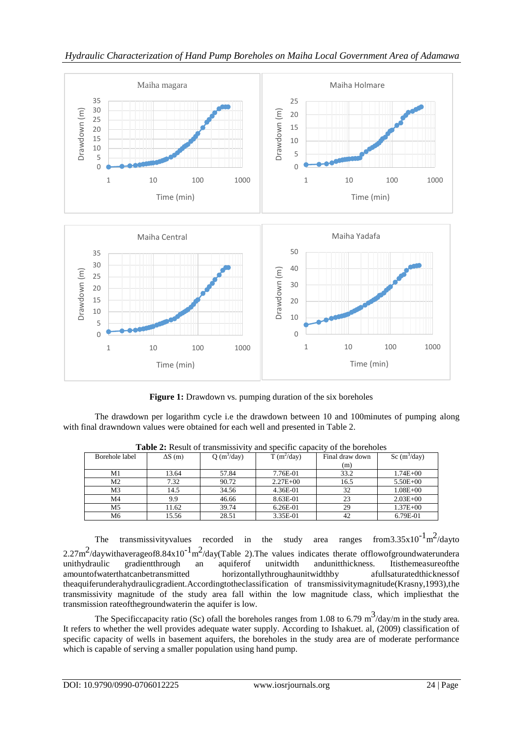Figure 1: Drawdown vs. pumping duration of the six boreholes

The drawdown per logarithm cycle i.e the drawdown between 10 and 100minutes of pumping along with final drawndown values were obtained for each well and presented in Table 2.

**Table 2:** Result of transmissivity and specific capacity of the boreholes

| Borehole label | $\Delta S$ (m) | Q ($m^3$/day) | T ($m^2$/day) | Final draw down (m) | Sc ($m^3$/day) |
|---|---|---|---|---|---|
| M1 | 13.64 | 57.84 | 7.76E-01 | 33.2 | 1.74E+00 |
| M2 | 7.32 | 90.72 | 2.27E+00 | 16.5 | 5.50E+00 |
| M3 | 14.5 | 34.56 | 4.36E-01 | 32 | 1.08E+00 |
| M4 | 9.9 | 46.66 | 8.63E-01 | 23 | 2.03E+00 |
| M5 | 11.62 | 39.74 | 6.26E-01 | 29 | 1.37E+00 |
| M6 | 15.56 | 28.51 | 3.35E-01 | 42 | 6.79E-01 |

The transmissivityvalues recorded in the study area ranges from$3.35x10^{-1}m^2$/dayto $2.27m^2$/daywithaverageof$8.84x10^{-1}m^2$/day(Table 2).The values indicates therate offlowofgroundwaterundera unithydraulic gradientthrough an aquiferof unitwidth andunitthickness. Itisthemeasureofthe amountofwaterthatcanbetransmitted horizontallythroughaunitwidthby afullsaturatedthicknessof theaquiferunderahydraulicgradient.Accordingtotheclassification of transmissivitymagnitude(Krasny,1993),the transmissivity magnitude of the study area fall within the low magnitude class, which impliesthat the transmission rateofthegroundwaterin the aquifer is low.

The Specificcapacity ratio (Sc) ofall the boreholes ranges from 1.08 to 6.79 $m^3$/day/m in the study area. It refers to whether the well provides adequate water supply. According to Ishakuet. al, (2009) classification of specific capacity of wells in basement aquifers, the boreholes in the study area are of moderate performance which is capable of serving a smaller population using hand pump.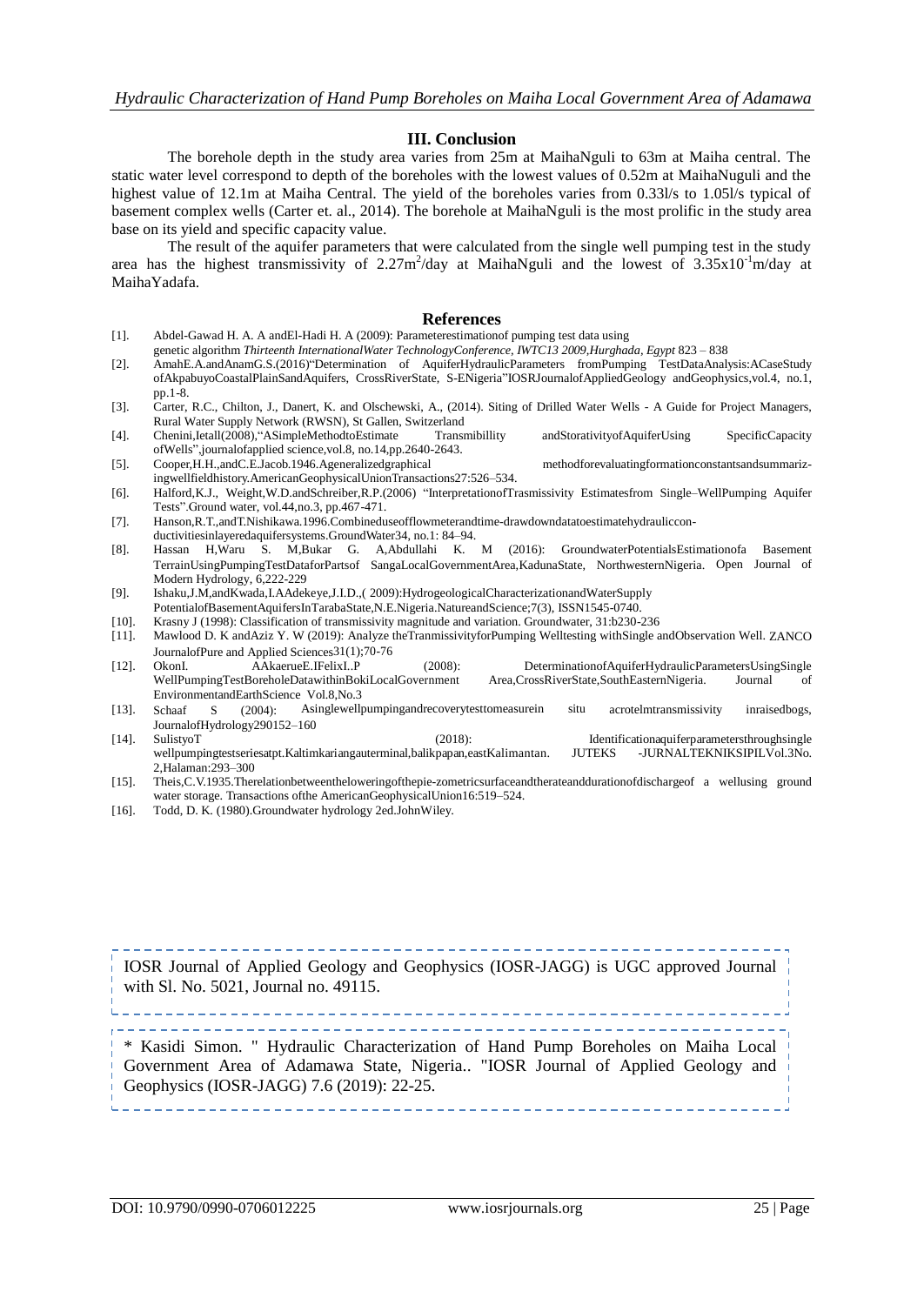## III. Conclusion

The borehole depth in the study area varies from 25m at MaihaNguli to 63m at Maiha central. The static water level correspond to depth of the boreholes with the lowest values of 0.52m at MaihaNuguli and the highest value of 12.1m at Maiha Central. The yield of the boreholes varies from 0.33l/s to 1.05l/s typical of basement complex wells (Carter et. al., 2014). The borehole at MaihaNguli is the most prolific in the study area base on its yield and specific capacity value.

The result of the aquifer parameters that were calculated from the single well pumping test in the study area has the highest transmissivity of $2.27m^2$/day at MaihaNguli and the lowest of $3.35x10^{-1}$m/day at MaihaYadafa.

## References

[1]. Abdel-Gawad H. A. A andEl-Hadi H. A (2009): Parameterestimationof pumping test data using genetic algorithm *Thirteenth InternationalWater TechnologyConference, IWTC13 2009,Hurghada, Egypt* 823 – 838

[2]. AmahE.A.andAnamG.S.(2016)"Determination of AquiferHydraulicParameters fromPumping TestDataAnalysis:ACaseStudy ofAkpabuyoCoastalPlainSandAquifers, CrossRiverState, S-ENigeria"IOSRJournalofAppliedGeology andGeophysics,vol.4, no.1, pp.1-8.

[3]. Carter, R.C., Chilton, J., Danert, K. and Olschewski, A., (2014). Siting of Drilled Water Wells - A Guide for Project Managers, Rural Water Supply Network (RWSN), St Gallen, Switzerland

[4]. Chenini,Ietall(2008),"ASimpleMethodtoEstimate Transmibillity andStorativityofAquiferUsing SpecificCapacity ofWells",journalofapplied science,vol.8, no.14,pp.2640-2643.

[5]. Cooper,H.H.,andC.E.Jacob.1946.Ageneralizedgraphical methodforevaluatingformationconstantsandsummarizingwellfieldhistory.AmericanGeophysicalUnionTransactions27:526–534.

[6]. Halford,K.J., Weight,W.D.andSchreiber,R.P.(2006) "InterpretationofTrasmissivity Estimatesfrom Single–WellPumping Aquifer Tests".Ground water, vol.44,no.3, pp.467-471.

[7]. Hanson,R.T.,andT.Nishikawa.1996.Combineduseofflowmeterandtime-drawdowndatatoestimatehydrauliccon-ductivitiesinlayeredaquifersystems.GroundWater34, no.1: 84–94.

[8]. Hassan H,Waru S. M,Bukar G. A,Abdullahi K. M (2016): GroundwaterPotentialsEstimationofa Basement TerrainUsingPumpingTestDataforPartsof SangaLocalGovernmentArea,KadunaState, NorthwesternNigeria. Open Journal of Modern Hydrology, 6,222-229

[9]. Ishaku,J.M,andKwada,I.AAdekeye,J.I.D.,( 2009):HydrogeologicalCharacterizationandWaterSupply PotentialofBasementAquifersInTarabaState,N.E.Nigeria.NatureandScience;7(3), ISSN1545-0740.

[10]. Krasny J (1998): Classification of transmissivity magnitude and variation. Groundwater, 31:b230-236

[11]. Mawlood D. K andAziz Y. W (2019): Analyze theTranmissivityforPumping Welltesting withSingle andObservation Well. ZANCO JournalofPure and Applied Sciences31(1);70-76

[12]. OkonI. AAkaerueE.IFelixI..P (2008): DeterminationofAquiferHydraulicParametersUsingSingle WellPumpingTestBoreholeDatawithinBokiLocalGovernment Area,CrossRiverState,SouthEasternNigeria. Journal of EnvironmentandEarthScience Vol.8,No.3

[13]. Schaaf S (2004): Asinglewellpumpingandrecoverytesttomeasurein situ acrotelmtransmissivity inraisedbogs, JournalofHydrology290152–160

[14]. SulistyoT (2018): Identificationaquiferparametersthroughsingle wellpumpingtestseriesatpt.Kaltimkariangauterminal,balikpapan,eastKalimantan. JUTEKS -JURNALTEKNIKSIPILVol.3No. 2,Halaman:293–300

[15]. Theis,C.V.1935.Therelationbetweentheloweringofthepie-zometricsurfaceandtherateanddurationofdischargeof a wellusing ground water storage. Transactions ofthe AmericanGeophysicalUnion16:519–524.

[16]. Todd, D. K. (1980).Groundwater hydrology 2ed.JohnWiley.

IOSR Journal of Applied Geology and Geophysics (IOSR-JAGG) is UGC approved Journal with Sl. No. 5021, Journal no. 49115.

* Kasidi Simon. " Hydraulic Characterization of Hand Pump Boreholes on Maiha Local Government Area of Adamawa State, Nigeria.. "IOSR Journal of Applied Geology and Geophysics (IOSR-JAGG) 7.6 (2019): 22-25.